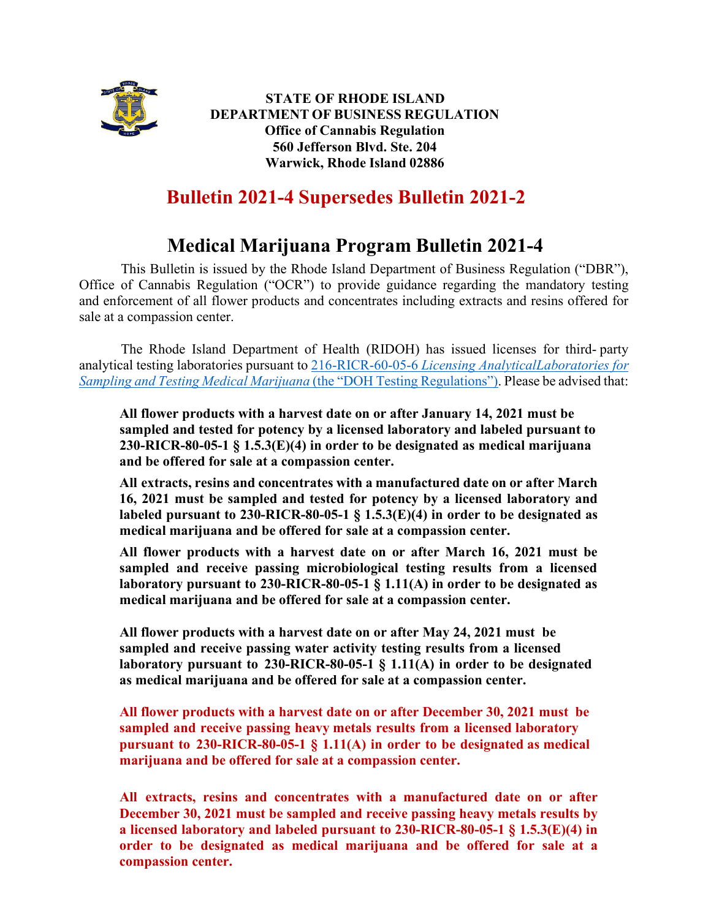**STATE OF RHODE ISLAND**
**DEPARTMENT OF BUSINESS REGULATION**
**Office of Cannabis Regulation**
**560 Jefferson Blvd. Ste. 204**
**Warwick, Rhode Island 02886**

# Bulletin 2021-4 Supersedes Bulletin 2021-2

# Medical Marijuana Program Bulletin 2021-4

This Bulletin is issued by the Rhode Island Department of Business Regulation ("DBR"), Office of Cannabis Regulation ("OCR") to provide guidance regarding the mandatory testing and enforcement of all flower products and concentrates including extracts and resins offered for sale at a compassion center.

The Rhode Island Department of Health (RIDOH) has issued licenses for third- party analytical testing laboratories pursuant to 216-RICR-60-05-6 *Licensing AnalyticalLaboratories for Sampling and Testing Medical Marijuana* (the "DOH Testing Regulations"). Please be advised that:

**All flower products with a harvest date on or after January 14, 2021 must be sampled and tested for potency by a licensed laboratory and labeled pursuant to 230-RICR-80-05-1 § 1.5.3(E)(4) in order to be designated as medical marijuana and be offered for sale at a compassion center.**

**All extracts, resins and concentrates with a manufactured date on or after March 16, 2021 must be sampled and tested for potency by a licensed laboratory and labeled pursuant to 230-RICR-80-05-1 § 1.5.3(E)(4) in order to be designated as medical marijuana and be offered for sale at a compassion center.**

**All flower products with a harvest date on or after March 16, 2021 must be sampled and receive passing microbiological testing results from a licensed laboratory pursuant to 230-RICR-80-05-1 § 1.11(A) in order to be designated as medical marijuana and be offered for sale at a compassion center.**

**All flower products with a harvest date on or after May 24, 2021 must be sampled and receive passing water activity testing results from a licensed laboratory pursuant to 230-RICR-80-05-1 § 1.11(A) in order to be designated as medical marijuana and be offered for sale at a compassion center.**

**All flower products with a harvest date on or after December 30, 2021 must be sampled and receive passing heavy metals results from a licensed laboratory pursuant to 230-RICR-80-05-1 § 1.11(A) in order to be designated as medical marijuana and be offered for sale at a compassion center.**

**All extracts, resins and concentrates with a manufactured date on or after December 30, 2021 must be sampled and receive passing heavy metals results by a licensed laboratory and labeled pursuant to 230-RICR-80-05-1 § 1.5.3(E)(4) in order to be designated as medical marijuana and be offered for sale at a compassion center.**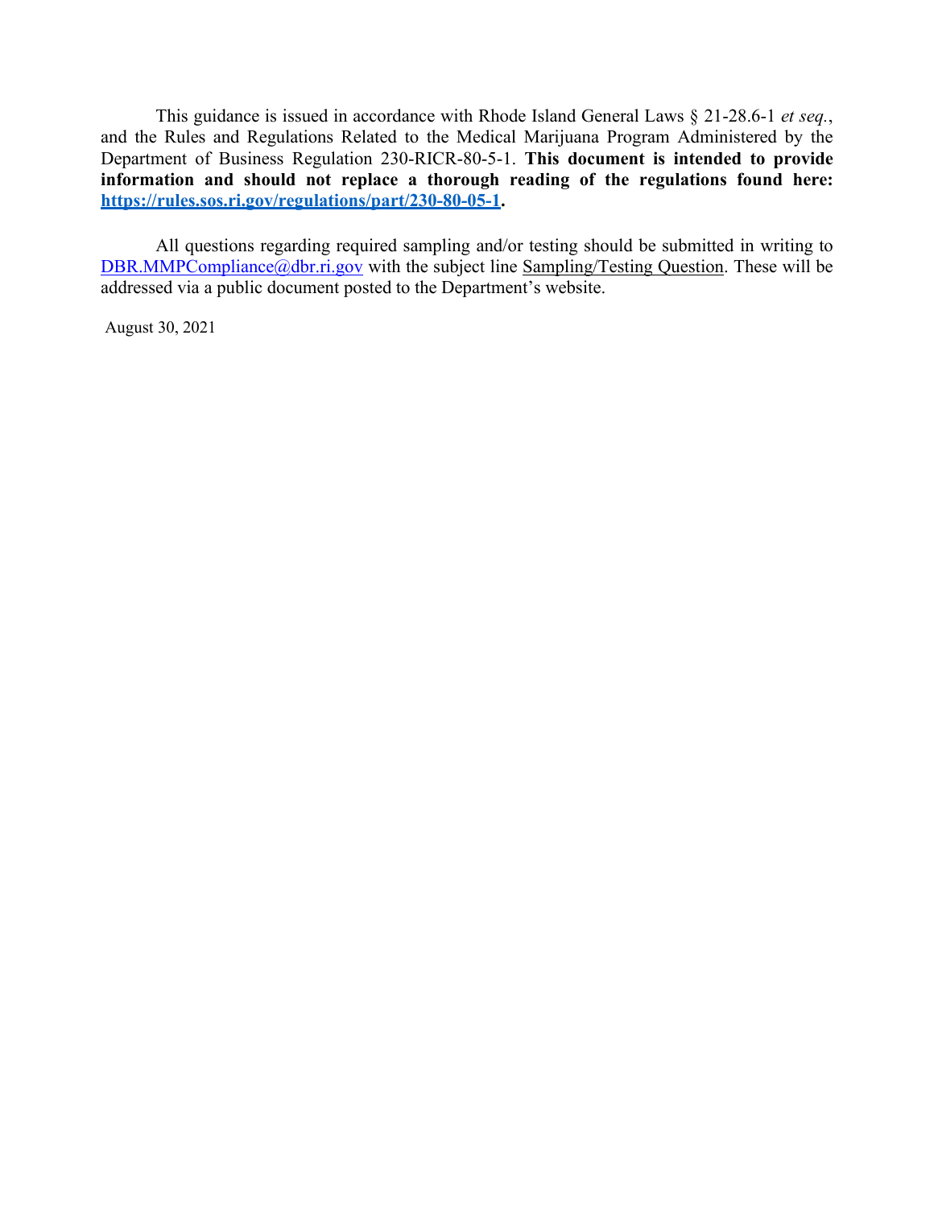This guidance is issued in accordance with Rhode Island General Laws § 21-28.6-1 *et seq.*, and the Rules and Regulations Related to the Medical Marijuana Program Administered by the Department of Business Regulation 230-RICR-80-5-1. **This document is intended to provide information and should not replace a thorough reading of the regulations found here: [https://rules.sos.ri.gov/regulations/part/230-80-05-1](https://rules.sos.ri.gov/regulations/part/230-80-05-1).**

All questions regarding required sampling and/or testing should be submitted in writing to [DBR.MMPCompliance@dbr.ri.gov](mailto:DBR.MMPCompliance@dbr.ri.gov) with the subject line Sampling/Testing Question. These will be addressed via a public document posted to the Department's website.

August 30, 2021